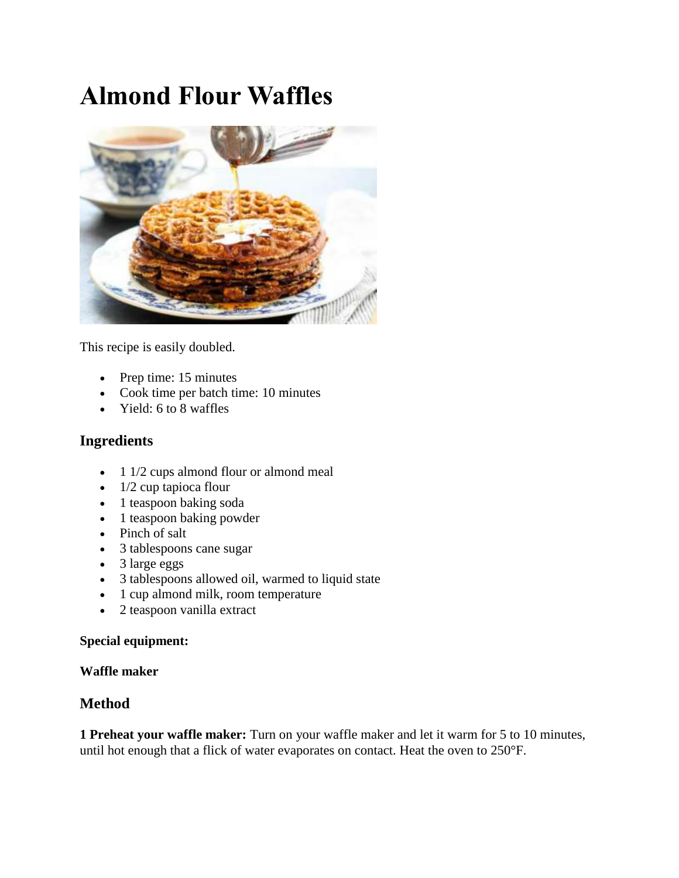# Almond Flour Waffles

This recipe is easily doubled.

- Prep time: 15 minutes
- Cook time per batch time: 10 minutes
- Yield: 6 to 8 waffles

## Ingredients

- 1 1/2 cups almond flour or almond meal
- 1/2 cup tapioca flour
- 1 teaspoon baking soda
- 1 teaspoon baking powder
- Pinch of salt
- 3 tablespoons cane sugar
- 3 large eggs
- 3 tablespoons allowed oil, warmed to liquid state
- 1 cup almond milk, room temperature
- 2 teaspoon vanilla extract

**Special equipment:**

**Waffle maker**

## Method

**1 Preheat your waffle maker:** Turn on your waffle maker and let it warm for 5 to 10 minutes, until hot enough that a flick of water evaporates on contact. Heat the oven to 250°F.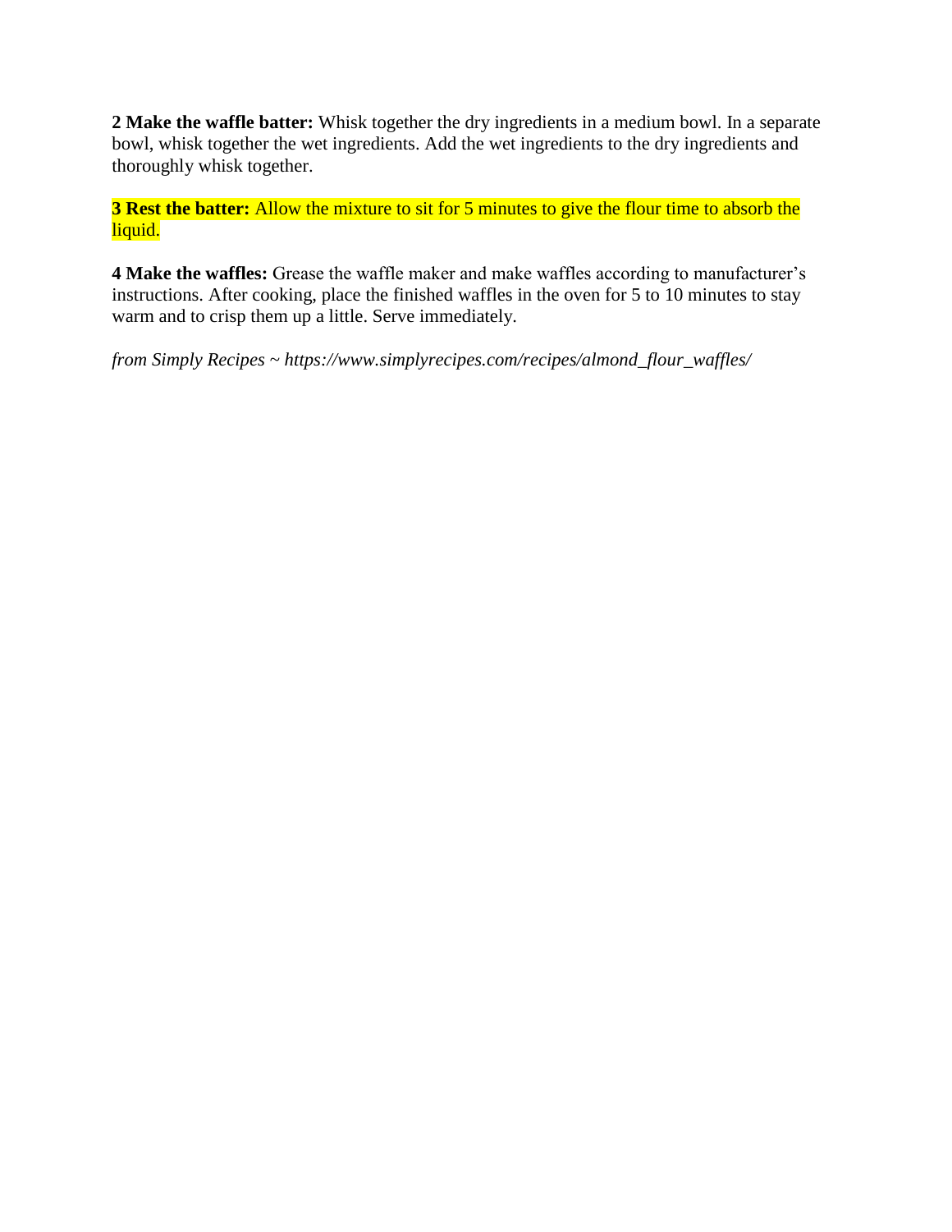**2 Make the waffle batter:** Whisk together the dry ingredients in a medium bowl. In a separate bowl, whisk together the wet ingredients. Add the wet ingredients to the dry ingredients and thoroughly whisk together.

**3 Rest the batter:** Allow the mixture to sit for 5 minutes to give the flour time to absorb the liquid.

**4 Make the waffles:** Grease the waffle maker and make waffles according to manufacturer's instructions. After cooking, place the finished waffles in the oven for 5 to 10 minutes to stay warm and to crisp them up a little. Serve immediately.

*from Simply Recipes ~ https://www.simplyrecipes.com/recipes/almond_flour_waffles/*